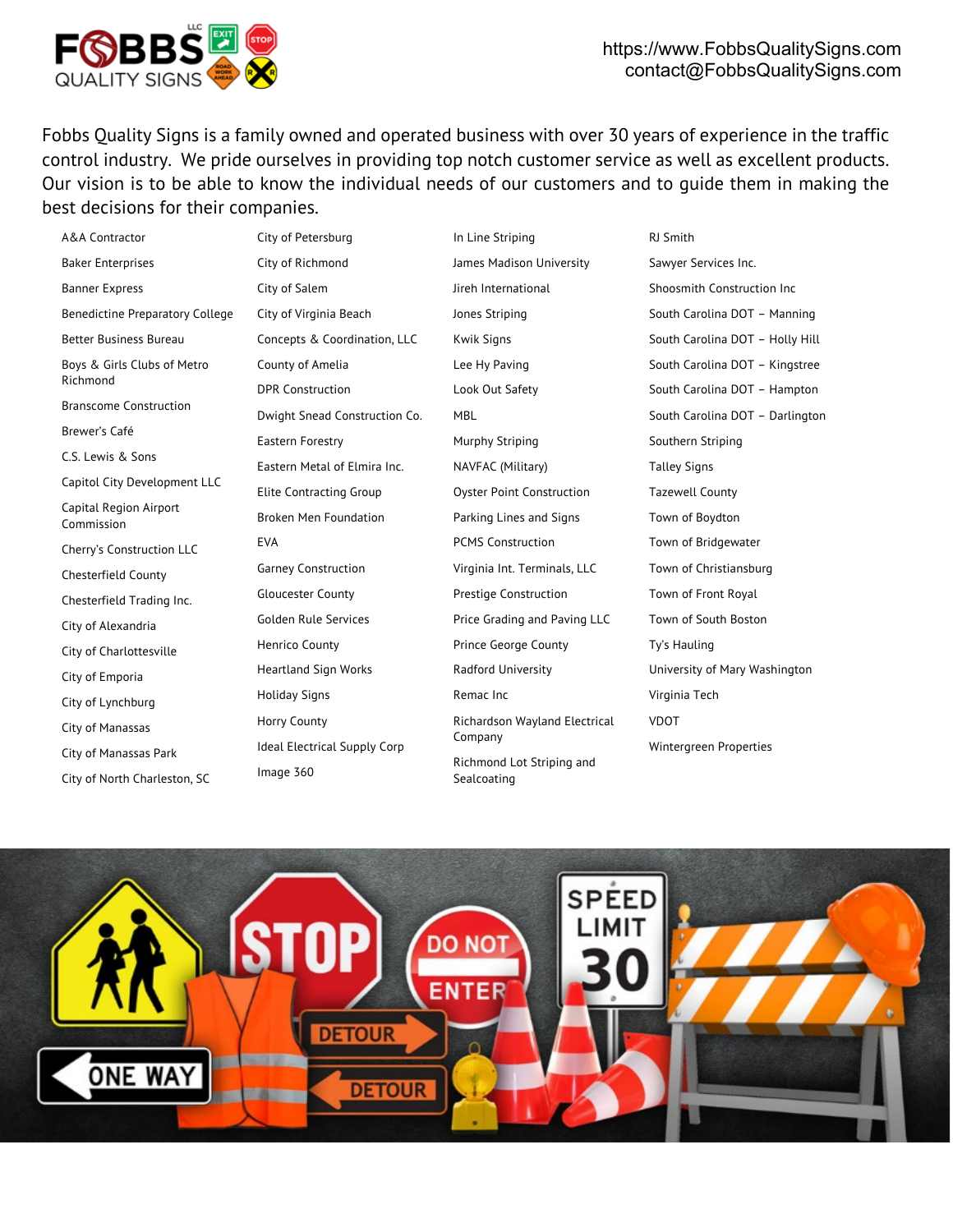https://www.FobbsQualitySigns.com
contact@FobbsQualitySigns.com

Fobbs Quality Signs is a family owned and operated business with over 30 years of experience in the traffic control industry. We pride ourselves in providing top notch customer service as well as excellent products. Our vision is to be able to know the individual needs of our customers and to guide them in making the best decisions for their companies.

- A&A Contractor
- Baker Enterprises
- Banner Express
- Benedictine Preparatory College
- Better Business Bureau
- Boys & Girls Clubs of Metro Richmond
- Branscome Construction
- Brewer's Café
- C.S. Lewis & Sons
- Capitol City Development LLC
- Capital Region Airport Commission
- Cherry's Construction LLC
- Chesterfield County
- Chesterfield Trading Inc.
- City of Alexandria
- City of Charlottesville
- City of Emporia
- City of Lynchburg
- City of Manassas
- City of Manassas Park
- City of North Charleston, SC
- City of Petersburg
- City of Richmond
- City of Salem
- City of Virginia Beach
- Concepts & Coordination, LLC
- County of Amelia
- DPR Construction
- Dwight Snead Construction Co.
- Eastern Forestry
- Eastern Metal of Elmira Inc.
- Elite Contracting Group
- Broken Men Foundation
- EVA
- Garney Construction
- Gloucester County
- Golden Rule Services
- Henrico County
- Heartland Sign Works
- Holiday Signs
- Horry County
- Ideal Electrical Supply Corp
- Image 360
- In Line Striping
- James Madison University
- Jireh International
- Jones Striping
- Kwik Signs
- Lee Hy Paving
- Look Out Safety
- MBL
- Murphy Striping
- NAVFAC (Military)
- Oyster Point Construction
- Parking Lines and Signs
- PCMS Construction
- Virginia Int. Terminals, LLC
- Prestige Construction
- Price Grading and Paving LLC
- Prince George County
- Radford University
- Remac Inc
- Richardson Wayland Electrical Company
- Richmond Lot Striping and Sealcoating
- RJ Smith
- Sawyer Services Inc.
- Shoosmith Construction Inc
- South Carolina DOT – Manning
- South Carolina DOT – Holly Hill
- South Carolina DOT – Kingstree
- South Carolina DOT – Hampton
- South Carolina DOT – Darlington
- Southern Striping
- Talley Signs
- Tazewell County
- Town of Boydton
- Town of Bridgewater
- Town of Christiansburg
- Town of Front Royal
- Town of South Boston
- Ty's Hauling
- University of Mary Washington
- Virginia Tech
- VDOT
- Wintergreen Properties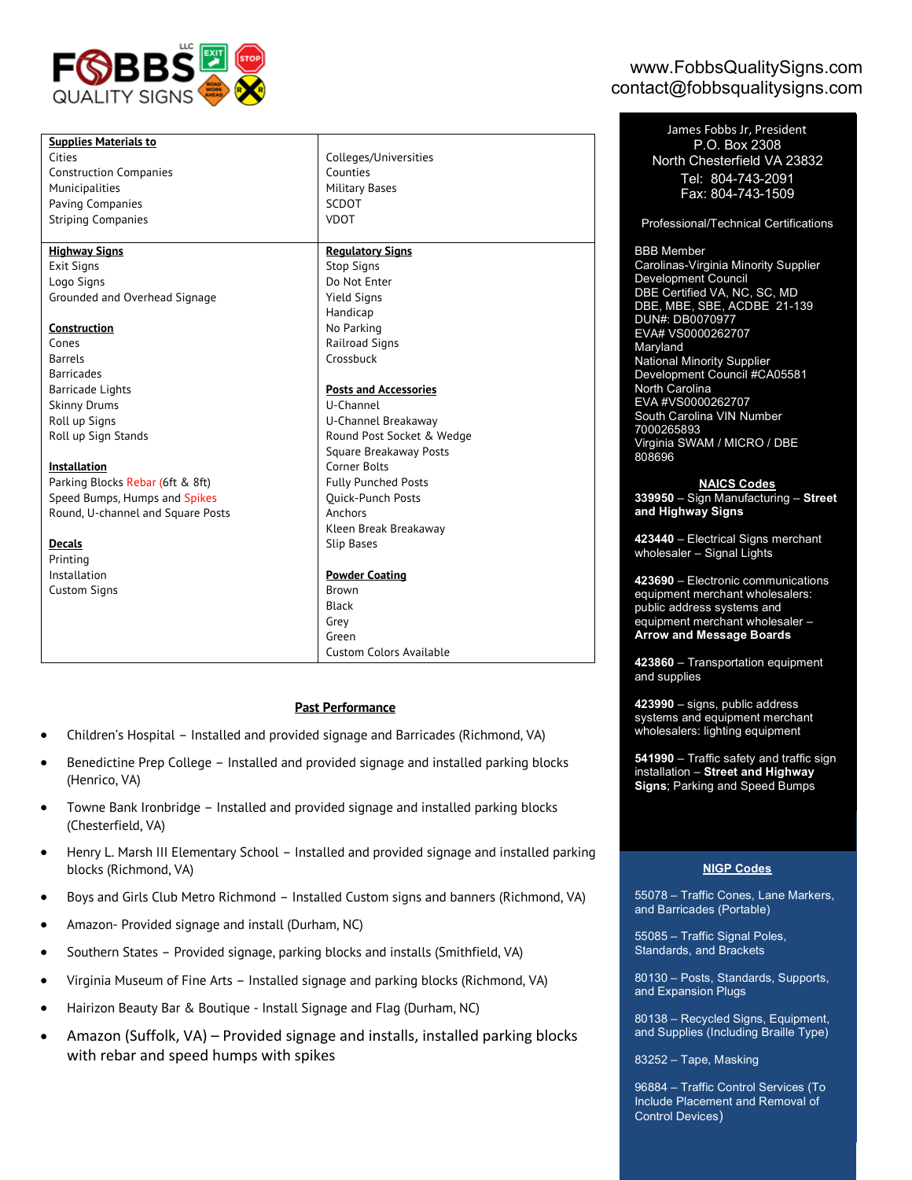FOBBS QUALITY SIGNS LLC

www.FobbsQualitySigns.com
contact@fobbsqualitysigns.com

| | |
|---|---|
| **Supplies Materials to**<br>Cities<br>Construction Companies<br>Municipalities<br>Paving Companies<br>Striping Companies | Colleges/Universities<br>Counties<br>Military Bases<br>SCDOT<br>VDOT |
| **Highway Signs**<br>Exit Signs<br>Logo Signs<br>Grounded and Overhead Signage<br><br>**Construction**<br>Cones<br>Barrels<br>Barricades<br>Barricade Lights<br>Skinny Drums<br>Roll up Signs<br>Roll up Sign Stands<br><br>**Installation**<br>Parking Blocks Rebar (6ft & 8ft)<br>Speed Bumps, Humps and Spikes<br>Round, U-channel and Square Posts<br><br>**Decals**<br>Printing<br>Installation<br>Custom Signs | **Regulatory Signs**<br>Stop Signs<br>Do Not Enter<br>Yield Signs<br>Handicap<br>No Parking<br>Railroad Signs<br>Crossbuck<br><br>**Posts and Accessories**<br>U-Channel<br>U-Channel Breakaway<br>Round Post Socket & Wedge<br>Square Breakaway Posts<br>Corner Bolts<br>Fully Punched Posts<br>Quick-Punch Posts<br>Anchors<br>Kleen Break Breakaway<br>Slip Bases<br><br>**Powder Coating**<br>Brown<br>Black<br>Grey<br>Green<br>Custom Colors Available |

## Past Performance

- Children's Hospital – Installed and provided signage and Barricades (Richmond, VA)
- Benedictine Prep College – Installed and provided signage and installed parking blocks (Henrico, VA)
- Towne Bank Ironbridge – Installed and provided signage and installed parking blocks (Chesterfield, VA)
- Henry L. Marsh III Elementary School – Installed and provided signage and installed parking blocks (Richmond, VA)
- Boys and Girls Club Metro Richmond – Installed Custom signs and banners (Richmond, VA)
- Amazon- Provided signage and install (Durham, NC)
- Southern States – Provided signage, parking blocks and installs (Smithfield, VA)
- Virginia Museum of Fine Arts – Installed signage and parking blocks (Richmond, VA)
- Hairizon Beauty Bar & Boutique - Install Signage and Flag (Durham, NC)
- Amazon (Suffolk, VA) – Provided signage and installs, installed parking blocks with rebar and speed humps with spikes

James Fobbs Jr, President
P.O. Box 2308
North Chesterfield VA 23832
Tel: 804-743-2091
Fax: 804-743-1509

Professional/Technical Certifications

BBB Member
Carolinas-Virginia Minority Supplier Development Council
DBE Certified VA, NC, SC, MD
DBE, MBE, SBE, ACDBE 21-139
DUN#: DB0070977
EVA# VS0000262707
Maryland
National Minority Supplier Development Council #CA05581
North Carolina
EVA #VS0000262707
South Carolina VIN Number 7000265893
Virginia SWAM / MICRO / DBE 808696

### NAICS Codes

**339950** – Sign Manufacturing – **Street and Highway Signs**

**423440** – Electrical Signs merchant wholesaler – Signal Lights

**423690** – Electronic communications equipment merchant wholesalers: public address systems and equipment merchant wholesaler – **Arrow and Message Boards**

**423860** – Transportation equipment and supplies

**423990** – signs, public address systems and equipment merchant wholesalers: lighting equipment

**541990** – Traffic safety and traffic sign installation – **Street and Highway Signs**; Parking and Speed Bumps

### NIGP Codes

55078 – Traffic Cones, Lane Markers, and Barricades (Portable)

55085 – Traffic Signal Poles, Standards, and Brackets

80130 – Posts, Standards, Supports, and Expansion Plugs

80138 – Recycled Signs, Equipment, and Supplies (Including Braille Type)

83252 – Tape, Masking

96884 – Traffic Control Services (To Include Placement and Removal of Control Devices)